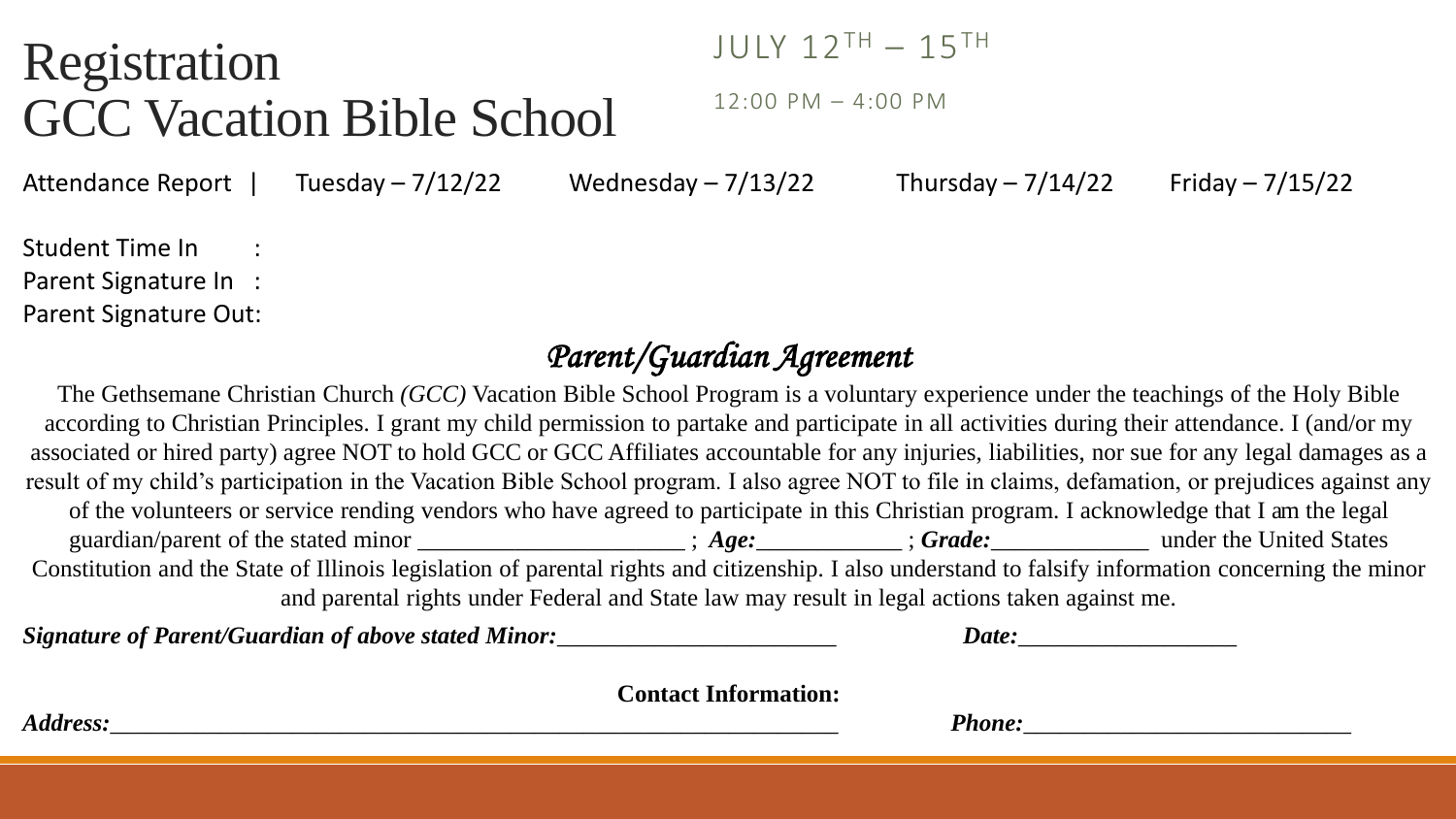# Registration
# GCC Vacation Bible School

JULY 12$^{TH}$ – 15$^{TH}$

12:00 PM – 4:00 PM

| Attendance Report | Tuesday – 7/12/22 | Wednesday – 7/13/22 | Thursday – 7/14/22 | Friday – 7/15/22 |
|---|---|---|---|---|
| Student Time In : | | | | |
| Parent Signature In : | | | | |
| Parent Signature Out: | | | | |

## *Parent/Guardian Agreement*

The Gethsemane Christian Church *(GCC)* Vacation Bible School Program is a voluntary experience under the teachings of the Holy Bible according to Christian Principles. I grant my child permission to partake and participate in all activities during their attendance. I (and/or my associated or hired party) agree NOT to hold GCC or GCC Affiliates accountable for any injuries, liabilities, nor sue for any legal damages as a result of my child's participation in the Vacation Bible School program. I also agree NOT to file in claims, defamation, or prejudices against any of the volunteers or service rending vendors who have agreed to participate in this Christian program. I acknowledge that I am the legal guardian/parent of the stated minor ______________________ ; ***Age:***____________ ; ***Grade:***_____________ under the United States Constitution and the State of Illinois legislation of parental rights and citizenship. I also understand to falsify information concerning the minor and parental rights under Federal and State law may result in legal actions taken against me.

***Signature of Parent/Guardian of above stated Minor:***_______________________ ***Date:***__________________

**Contact Information:**

***Address:***_______________________________________________________________ ***Phone:***___________________________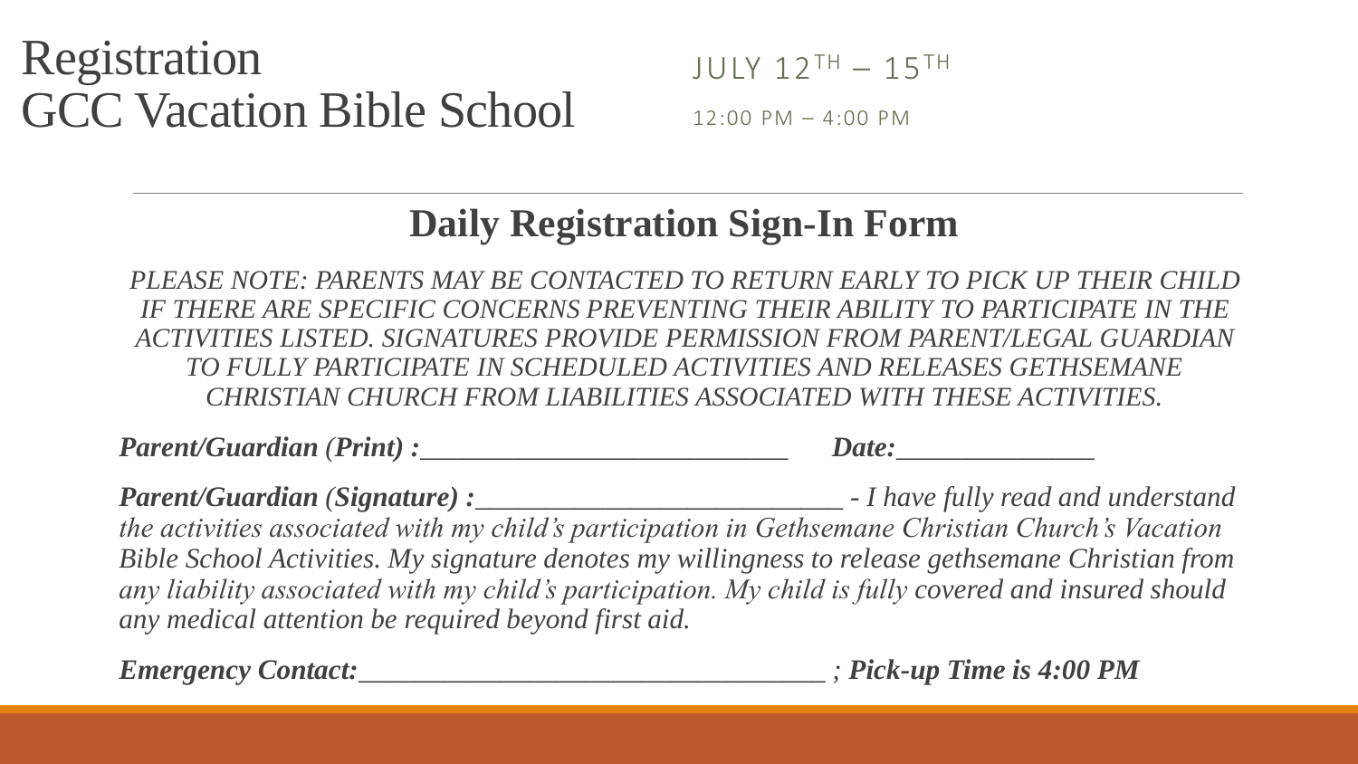# Registration
# GCC Vacation Bible School

JULY 12TH – 15TH

12:00 PM – 4:00 PM

---

## Daily Registration Sign-In Form

*PLEASE NOTE: PARENTS MAY BE CONTACTED TO RETURN EARLY TO PICK UP THEIR CHILD IF THERE ARE SPECIFIC CONCERNS PREVENTING THEIR ABILITY TO PARTICIPATE IN THE ACTIVITIES LISTED. SIGNATURES PROVIDE PERMISSION FROM PARENT/LEGAL GUARDIAN TO FULLY PARTICIPATE IN SCHEDULED ACTIVITIES AND RELEASES GETHSEMANE CHRISTIAN CHURCH FROM LIABILITIES ASSOCIATED WITH THESE ACTIVITIES.*

***Parent/Guardian (Print) :***___________________________ ***Date:***______________

***Parent/Guardian (Signature) :***__________________________ *- I have fully read and understand the activities associated with my child's participation in Gethsemane Christian Church's Vacation Bible School Activities. My signature denotes my willingness to release gethsemane Christian from any liability associated with my child's participation. My child is fully covered and insured should any medical attention be required beyond first aid.*

***Emergency Contact:***_________________________________ *;* ***Pick-up Time is 4:00 PM***